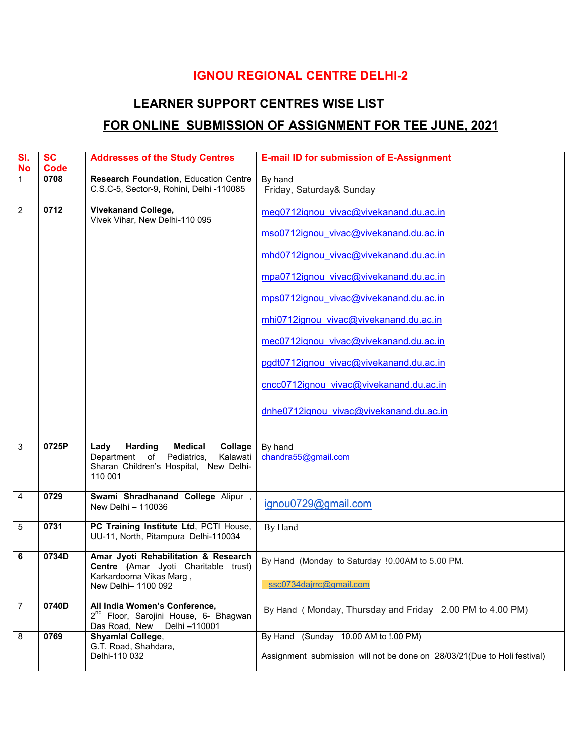# IGNOU REGIONAL CENTRE DELHI-2

## LEARNER SUPPORT CENTRES WISE LIST

## FOR ONLINE SUBMISSION OF ASSIGNMENT FOR TEE JUNE, 2021

| Sl. No | SC Code | Addresses of the Study Centres | E-mail ID for submission of E-Assignment |
|---|---|---|---|
| 1 | **0708** | **Research Foundation**, Education Centre C.S.C-5, Sector-9, Rohini, Delhi -110085 | By hand<br>Friday, Saturday& Sunday |
| 2 | **0712** | **Vivekanand College,**<br>Vivek Vihar, New Delhi-110 095 | meg0712ignou_vivac@vivekanand.du.ac.in<br>mso0712ignou_vivac@vivekanand.du.ac.in<br>mhd0712ignou_vivac@vivekanand.du.ac.in<br>mpa0712ignou_vivac@vivekanand.du.ac.in<br>mps0712ignou_vivac@vivekanand.du.ac.in<br>mhi0712ignou_vivac@vivekanand.du.ac.in<br>mec0712ignou_vivac@vivekanand.du.ac.in<br>pgdt0712ignou_vivac@vivekanand.du.ac.in<br>cncc0712ignou_vivac@vivekanand.du.ac.in<br>dnhe0712ignou_vivac@vivekanand.du.ac.in |
| 3 | **0725P** | **Lady Harding Medical Collage** Department of Pediatrics, Kalawati Sharan Children's Hospital, New Delhi-110 001 | By hand<br>chandra55@gmail.com |
| 4 | **0729** | **Swami Shradhanand College** Alipur , New Delhi – 110036 | ignou0729@gmail.com |
| 5 | **0731** | **PC Training Institute Ltd**, PCTI House, UU-11, North, Pitampura Delhi-110034 | By Hand |
| **6** | **0734D** | **Amar Jyoti Rehabilitation & Research Centre (**Amar Jyoti Charitable trust) Karkardooma Vikas Marg , New Delhi– 1100 092 | By Hand (Monday to Saturday !0.00AM to 5.00 PM.<br>ssc0734dajrrc@gmail.com |
| 7 | **0740D** | **All India Women's Conference,**<br>2nd Floor, Sarojini House, 6- Bhagwan Das Road, New Delhi –110001 | By Hand ( Monday, Thursday and Friday 2.00 PM to 4.00 PM) |
| 8 | **0769** | **Shyamlal College**,<br>G.T. Road, Shahdara,<br>Delhi-110 032 | By Hand (Sunday 10.00 AM to !.00 PM)<br>Assignment submission will not be done on 28/03/21(Due to Holi festival) |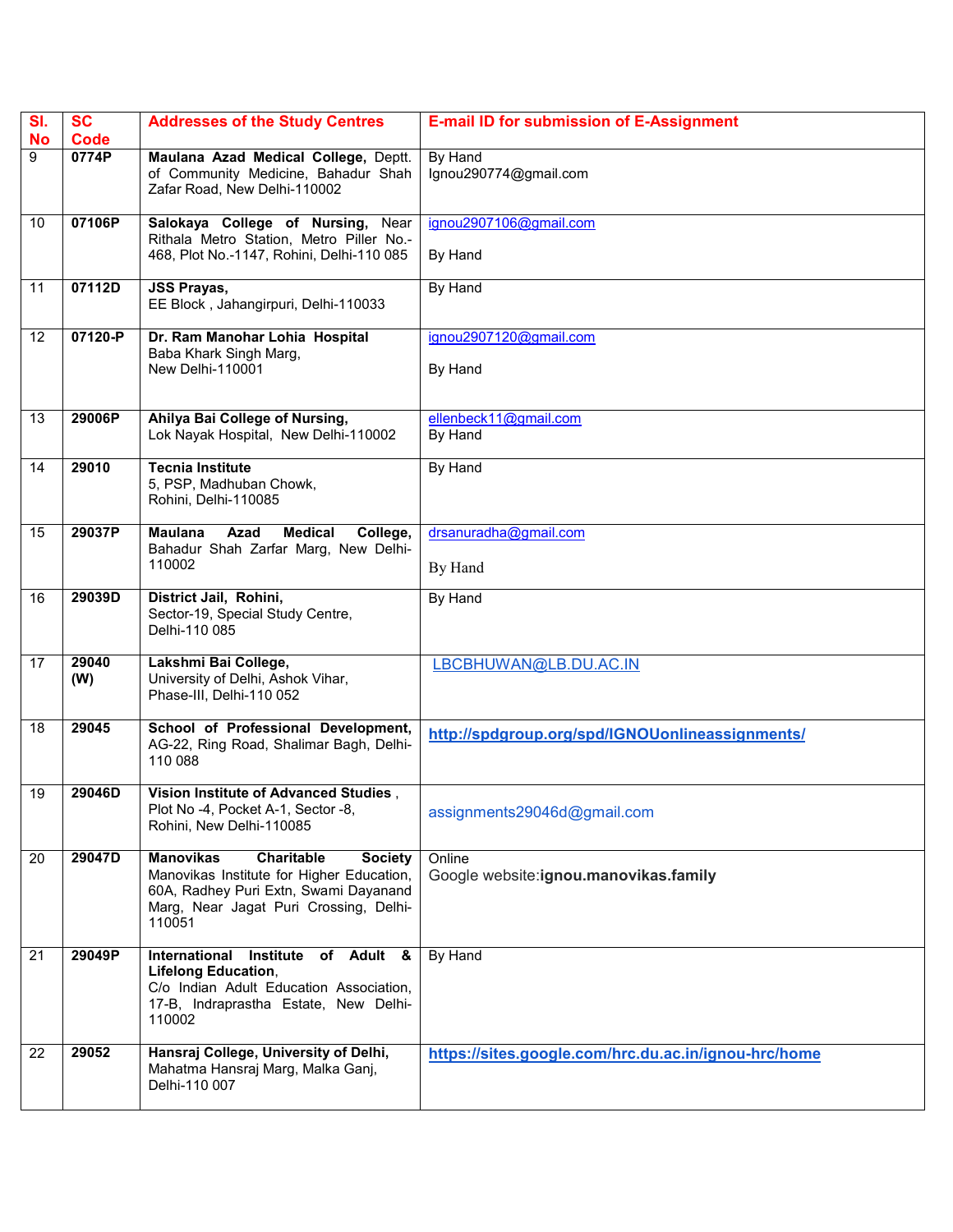| Sl. No | SC Code | Addresses of the Study Centres | E-mail ID for submission of E-Assignment |
|---|---|---|---|
| 9 | 0774P | **Maulana Azad Medical College,** Deptt. of Community Medicine, Bahadur Shah Zafar Road, New Delhi-110002 | By Hand<br>Ignou290774@gmail.com |
| 10 | 07106P | **Salokaya College of Nursing,** Near Rithala Metro Station, Metro Piller No.-468, Plot No.-1147, Rohini, Delhi-110 085 | ignou2907106@gmail.com<br><br>By Hand |
| 11 | 07112D | **JSS Prayas,**<br>EE Block , Jahangirpuri, Delhi-110033 | By Hand |
| 12 | 07120-P | **Dr. Ram Manohar Lohia Hospital**<br>Baba Khark Singh Marg,<br>New Delhi-110001 | ignou2907120@gmail.com<br><br>By Hand |
| 13 | 29006P | **Ahilya Bai College of Nursing,**<br>Lok Nayak Hospital, New Delhi-110002 | ellenbeck11@gmail.com<br>By Hand |
| 14 | 29010 | **Tecnia Institute**<br>5, PSP, Madhuban Chowk,<br>Rohini, Delhi-110085 | By Hand |
| 15 | 29037P | **Maulana Azad Medical College,** Bahadur Shah Zarfar Marg, New Delhi-110002 | drsanuradha@gmail.com<br><br>By Hand |
| 16 | 29039D | **District Jail, Rohini,**<br>Sector-19, Special Study Centre,<br>Delhi-110 085 | By Hand |
| 17 | 29040 (W) | **Lakshmi Bai College,**<br>University of Delhi, Ashok Vihar,<br>Phase-III, Delhi-110 052 | LBCBHUWAN@LB.DU.AC.IN |
| 18 | 29045 | **School of Professional Development,** AG-22, Ring Road, Shalimar Bagh, Delhi-110 088 | **http://spdgroup.org/spd/IGNOUonlineassignments/** |
| 19 | 29046D | **Vision Institute of Advanced Studies** ,<br>Plot No -4, Pocket A-1, Sector -8,<br>Rohini, New Delhi-110085 | assignments29046d@gmail.com |
| 20 | 29047D | **Manovikas Charitable Society**<br>Manovikas Institute for Higher Education, 60A, Radhey Puri Extn, Swami Dayanand Marg, Near Jagat Puri Crossing, Delhi-110051 | Online<br>Google website:**ignou.manovikas.family** |
| 21 | 29049P | **International Institute of Adult & Lifelong Education,**<br>C/o Indian Adult Education Association, 17-B, Indraprastha Estate, New Delhi-110002 | By Hand |
| 22 | 29052 | **Hansraj College, University of Delhi,**<br>Mahatma Hansraj Marg, Malka Ganj,<br>Delhi-110 007 | **https://sites.google.com/hrc.du.ac.in/ignou-hrc/home** |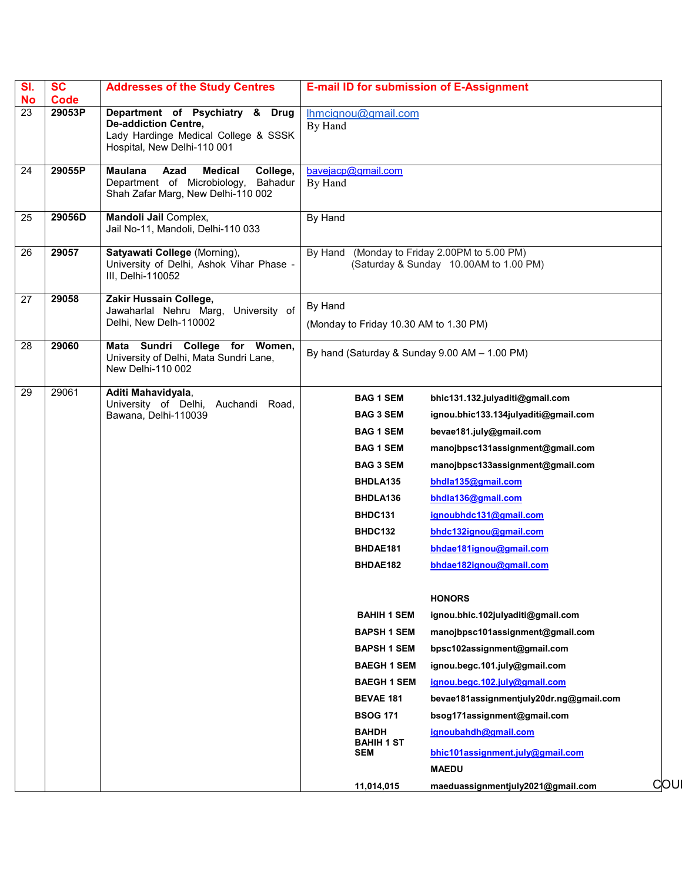| Sl. No | SC Code | Addresses of the Study Centres | E-mail ID for submission of E-Assignment |
|---|---|---|---|
| 23 | **29053P** | **Department of Psychiatry & Drug De-addiction Centre,** Lady Hardinge Medical College & SSSK Hospital, New Delhi-110 001 | lhmcignou@gmail.com<br>By Hand |
| 24 | **29055P** | **Maulana Azad Medical College,** Department of Microbiology, Bahadur Shah Zafar Marg, New Delhi-110 002 | bavejacp@gmail.com<br>By Hand |
| 25 | **29056D** | **Mandoli Jail** Complex, Jail No-11, Mandoli, Delhi-110 033 | By Hand |
| 26 | **29057** | **Satyawati College** (Morning), University of Delhi, Ashok Vihar Phase - III, Delhi-110052 | By Hand (Monday to Friday 2.00PM to 5.00 PM) (Saturday & Sunday 10.00AM to 1.00 PM) |
| 27 | **29058** | **Zakir Hussain College,** Jawaharlal Nehru Marg, University of Delhi, New Delh-110002 | By Hand<br>(Monday to Friday 10.30 AM to 1.30 PM) |
| 28 | **29060** | **Mata Sundri College for Women,** University of Delhi, Mata Sundri Lane, New Delhi-110 002 | By hand (Saturday & Sunday 9.00 AM – 1.00 PM) |
| 29 | 29061 | **Aditi Mahavidyala,** University of Delhi, Auchandi Road, Bawana, Delhi-110039 | **BAG 1 SEM** bhic131.132.julyaditi@gmail.com<br>**BAG 3 SEM** ignou.bhic133.134julyaditi@gmail.com<br>**BAG 1 SEM** bevae181.july@gmail.com<br>**BAG 1 SEM** manojbpsc131assignment@gmail.com<br>**BAG 3 SEM** manojbpsc133assignment@gmail.com<br>**BHDLA135** bhdla135@gmail.com<br>**BHDLA136** bhdla136@gmail.com<br>**BHDC131** ignoubhdc131@gmail.com<br>**BHDC132** bhdc132ignou@gmail.com<br>**BHDAE181** bhdae181ignou@gmail.com<br>**BHDAE182** bhdae182ignou@gmail.com<br><br>**HONORS**<br>**BAHIH 1 SEM** ignou.bhic.102julyaditi@gmail.com<br>**BAPSH 1 SEM** manojbpsc101assignment@gmail.com<br>**BAPSH 1 SEM** bpsc102assignment@gmail.com<br>**BAEGH 1 SEM** ignou.begc.101.july@gmail.com<br>**BAEGH 1 SEM** ignou.begc.102.july@gmail.com<br>**BEVAE 181** bevae181assignmentjuly20dr.ng@gmail.com<br>**BSOG 171** bsog171assignment@gmail.com<br>**BAHDH** ignoubahdh@gmail.com<br>**BAHIH 1 ST SEM** bhic101assignment.july@gmail.com<br>**MAEDU**<br>**11,014,015** maeduassignmentjuly2021@gmail.com |

COU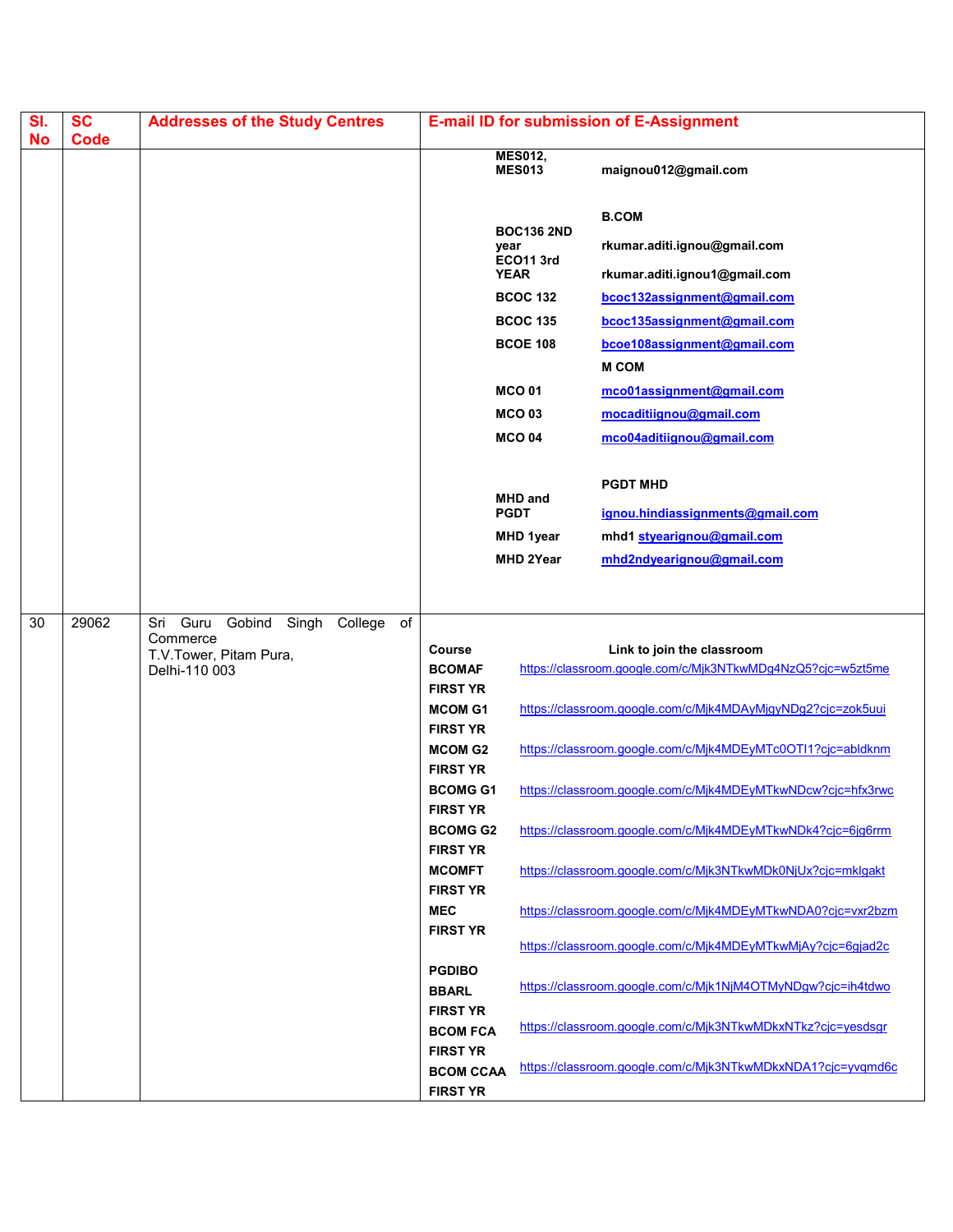| Sl. No | SC Code | Addresses of the Study Centres | E-mail ID for submission of E-Assignment |
|---|---|---|---|
| | | | **MES012, MES013** maignou012@gmail.com<br><br>**B.COM**<br>**BOC136 2ND year** rkumar.aditi.ignou@gmail.com<br>**ECO11 3rd YEAR** rkumar.aditi.ignou1@gmail.com<br>**BCOC 132** bcoc132assignment@gmail.com<br>**BCOC 135** bcoc135assignment@gmail.com<br>**BCOE 108** bcoe108assignment@gmail.com<br>**M COM**<br>**MCO 01** mco01assignment@gmail.com<br>**MCO 03** mocaditiignou@gmail.com<br>**MCO 04** mco04aditiignou@gmail.com<br><br>**PGDT MHD**<br>**MHD and PGDT** ignou.hindiassignments@gmail.com<br>**MHD 1year** mhd1 styearignou@gmail.com<br>**MHD 2Year** mhd2ndyearignou@gmail.com |
| 30 | 29062 | Sri Guru Gobind Singh College of Commerce<br>T.V.Tower, Pitam Pura,<br>Delhi-110 003 | **Course** — **Link to join the classroom**<br>**BCOMAF FIRST YR** https://classroom.google.com/c/Mjk3NTkwMDg4NzQ5?cjc=w5zt5me<br>**MCOM G1 FIRST YR** https://classroom.google.com/c/Mjk4MDAyMjgyNDg2?cjc=zok5uui<br>**MCOM G2 FIRST YR** https://classroom.google.com/c/Mjk4MDEyMTc0OTI1?cjc=abldknm<br>**BCOMG G1 FIRST YR** https://classroom.google.com/c/Mjk4MDEyMTkwNDcw?cjc=hfx3rwc<br>**BCOMG G2 FIRST YR** https://classroom.google.com/c/Mjk4MDEyMTkwNDk4?cjc=6jg6rrm<br>**MCOMFT FIRST YR** https://classroom.google.com/c/Mjk3NTkwMDk0NjUx?cjc=mklgakt<br>**MEC FIRST YR** https://classroom.google.com/c/Mjk4MDEyMTkwNDA0?cjc=vxr2bzm<br>https://classroom.google.com/c/Mjk4MDEyMTkwMjAy?cjc=6gjad2c<br>**PGDIBO**<br>**BBARL FIRST YR** https://classroom.google.com/c/Mjk1NjM4OTMyNDgw?cjc=ih4tdwo<br>**BCOM FCA FIRST YR** https://classroom.google.com/c/Mjk3NTkwMDkxNTkz?cjc=yesdsgr<br>**BCOM CCAA FIRST YR** https://classroom.google.com/c/Mjk3NTkwMDkxNDA1?cjc=yvqmd6c |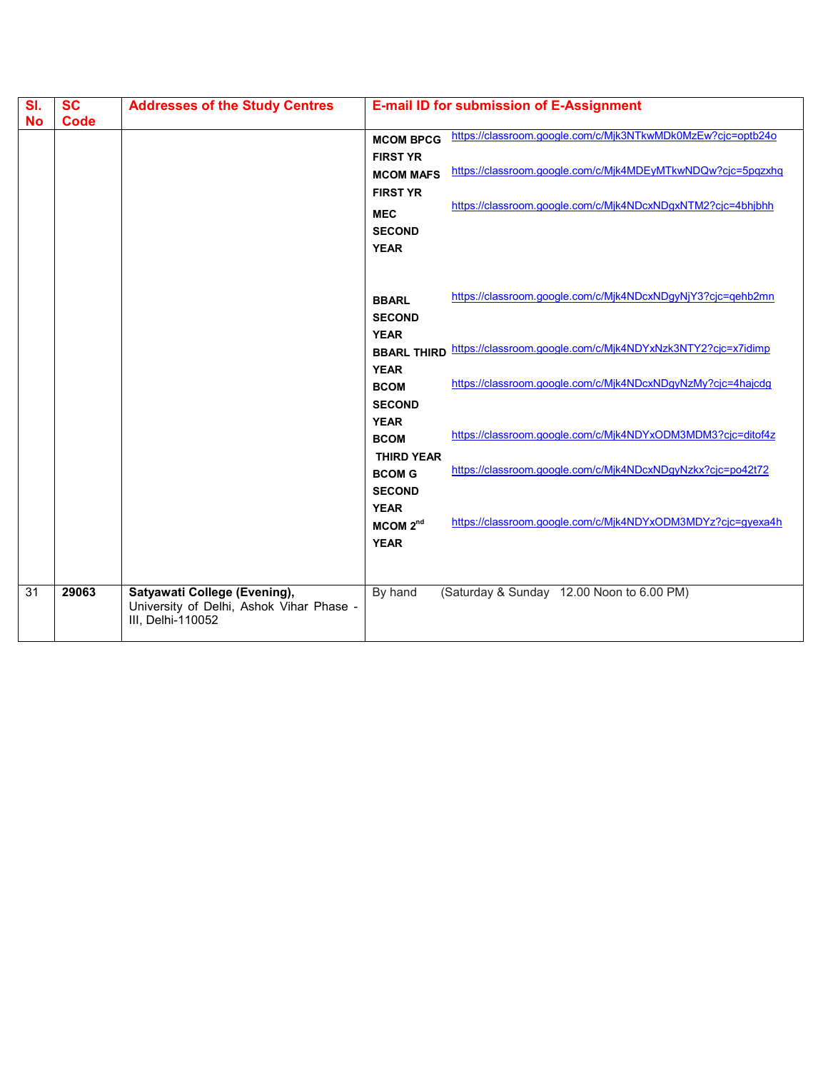| Sl. No | SC Code | Addresses of the Study Centres | E-mail ID for submission of E-Assignment |
|---|---|---|---|
| | | | **MCOM BPCG FIRST YR** https://classroom.google.com/c/Mjk3NTkwMDk0MzEw?cjc=optb24o<br>**MCOM MAFS FIRST YR** https://classroom.google.com/c/Mjk4MDEyMTkwNDQw?cjc=5pqzxhq<br>**MEC SECOND YEAR** https://classroom.google.com/c/Mjk4NDcxNDgxNTM2?cjc=4bhjbhh<br>**BBARL SECOND YEAR** https://classroom.google.com/c/Mjk4NDcxNDgyNjY3?cjc=qehb2mn<br>**BBARL THIRD YEAR** https://classroom.google.com/c/Mjk4NDYxNzk3NTY2?cjc=x7idimp<br>**BCOM SECOND YEAR** https://classroom.google.com/c/Mjk4NDcxNDgyNzMy?cjc=4hajcdg<br>**BCOM THIRD YEAR** https://classroom.google.com/c/Mjk4NDYxODM3MDM3?cjc=ditof4z<br>**BCOM G SECOND YEAR** https://classroom.google.com/c/Mjk4NDcxNDgyNzkx?cjc=po42t72<br>**MCOM 2nd YEAR** https://classroom.google.com/c/Mjk4NDYxODM3MDYz?cjc=gyexa4h |
| 31 | **29063** | **Satyawati College (Evening),** University of Delhi, Ashok Vihar Phase - III, Delhi-110052 | By hand (Saturday & Sunday 12.00 Noon to 6.00 PM) |